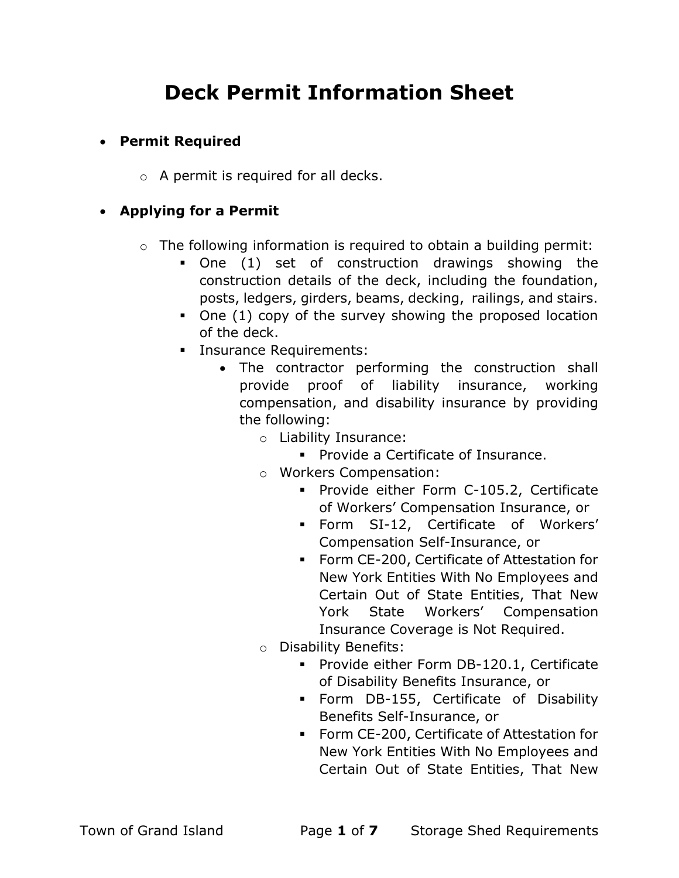# Deck Permit Information Sheet

- **Permit Required**
  - A permit is required for all decks.

- **Applying for a Permit**
  - The following information is required to obtain a building permit:
    - One (1) set of construction drawings showing the construction details of the deck, including the foundation, posts, ledgers, girders, beams, decking, railings, and stairs.
    - One (1) copy of the survey showing the proposed location of the deck.
    - Insurance Requirements:
      - The contractor performing the construction shall provide proof of liability insurance, working compensation, and disability insurance by providing the following:
        - Liability Insurance:
          - Provide a Certificate of Insurance.
        - Workers Compensation:
          - Provide either Form C-105.2, Certificate of Workers' Compensation Insurance, or
          - Form SI-12, Certificate of Workers' Compensation Self-Insurance, or
          - Form CE-200, Certificate of Attestation for New York Entities With No Employees and Certain Out of State Entities, That New York State Workers' Compensation Insurance Coverage is Not Required.
        - Disability Benefits:
          - Provide either Form DB-120.1, Certificate of Disability Benefits Insurance, or
          - Form DB-155, Certificate of Disability Benefits Self-Insurance, or
          - Form CE-200, Certificate of Attestation for New York Entities With No Employees and Certain Out of State Entities, That New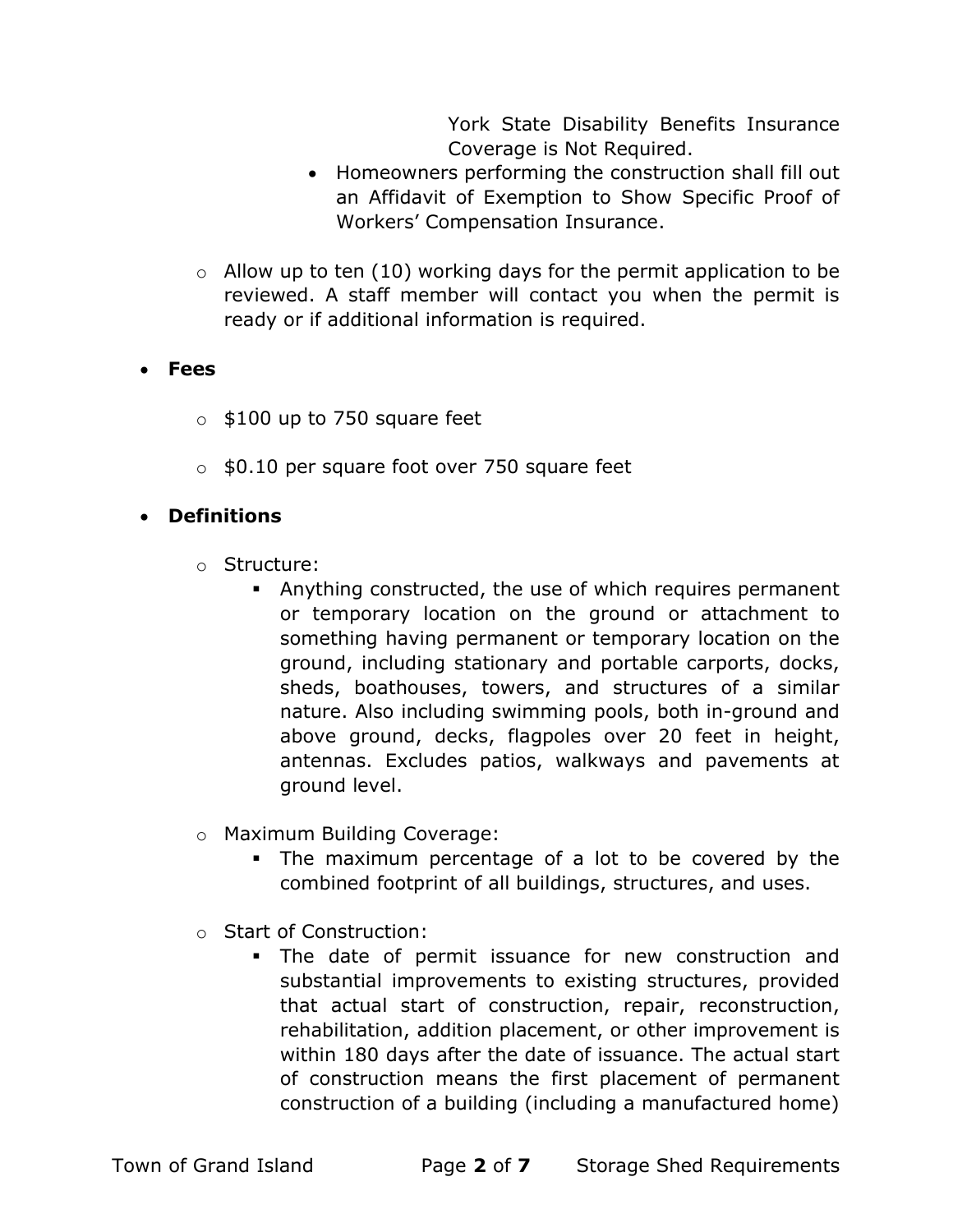York State Disability Benefits Insurance Coverage is Not Required.

- Homeowners performing the construction shall fill out an Affidavit of Exemption to Show Specific Proof of Workers' Compensation Insurance.

- Allow up to ten (10) working days for the permit application to be reviewed. A staff member will contact you when the permit is ready or if additional information is required.

- **Fees**
  - $100 up to 750 square feet
  - $0.10 per square foot over 750 square feet

- **Definitions**
  - Structure:
    - Anything constructed, the use of which requires permanent or temporary location on the ground or attachment to something having permanent or temporary location on the ground, including stationary and portable carports, docks, sheds, boathouses, towers, and structures of a similar nature. Also including swimming pools, both in-ground and above ground, decks, flagpoles over 20 feet in height, antennas. Excludes patios, walkways and pavements at ground level.
  - Maximum Building Coverage:
    - The maximum percentage of a lot to be covered by the combined footprint of all buildings, structures, and uses.
  - Start of Construction:
    - The date of permit issuance for new construction and substantial improvements to existing structures, provided that actual start of construction, repair, reconstruction, rehabilitation, addition placement, or other improvement is within 180 days after the date of issuance. The actual start of construction means the first placement of permanent construction of a building (including a manufactured home)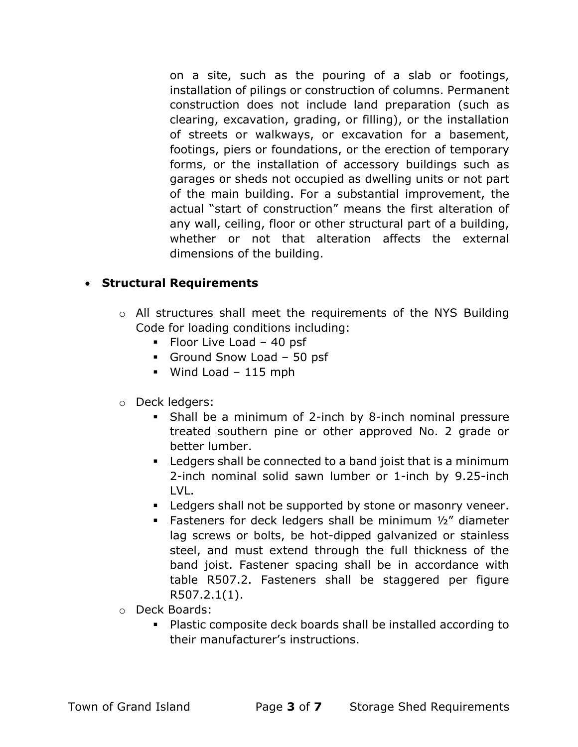on a site, such as the pouring of a slab or footings, installation of pilings or construction of columns. Permanent construction does not include land preparation (such as clearing, excavation, grading, or filling), or the installation of streets or walkways, or excavation for a basement, footings, piers or foundations, or the erection of temporary forms, or the installation of accessory buildings such as garages or sheds not occupied as dwelling units or not part of the main building. For a substantial improvement, the actual "start of construction" means the first alteration of any wall, ceiling, floor or other structural part of a building, whether or not that alteration affects the external dimensions of the building.

- **Structural Requirements**
  - All structures shall meet the requirements of the NYS Building Code for loading conditions including:
    - Floor Live Load – 40 psf
    - Ground Snow Load – 50 psf
    - Wind Load – 115 mph
  - Deck ledgers:
    - Shall be a minimum of 2-inch by 8-inch nominal pressure treated southern pine or other approved No. 2 grade or better lumber.
    - Ledgers shall be connected to a band joist that is a minimum 2-inch nominal solid sawn lumber or 1-inch by 9.25-inch LVL.
    - Ledgers shall not be supported by stone or masonry veneer.
    - Fasteners for deck ledgers shall be minimum ½" diameter lag screws or bolts, be hot-dipped galvanized or stainless steel, and must extend through the full thickness of the band joist. Fastener spacing shall be in accordance with table R507.2. Fasteners shall be staggered per figure R507.2.1(1).
  - Deck Boards:
    - Plastic composite deck boards shall be installed according to their manufacturer's instructions.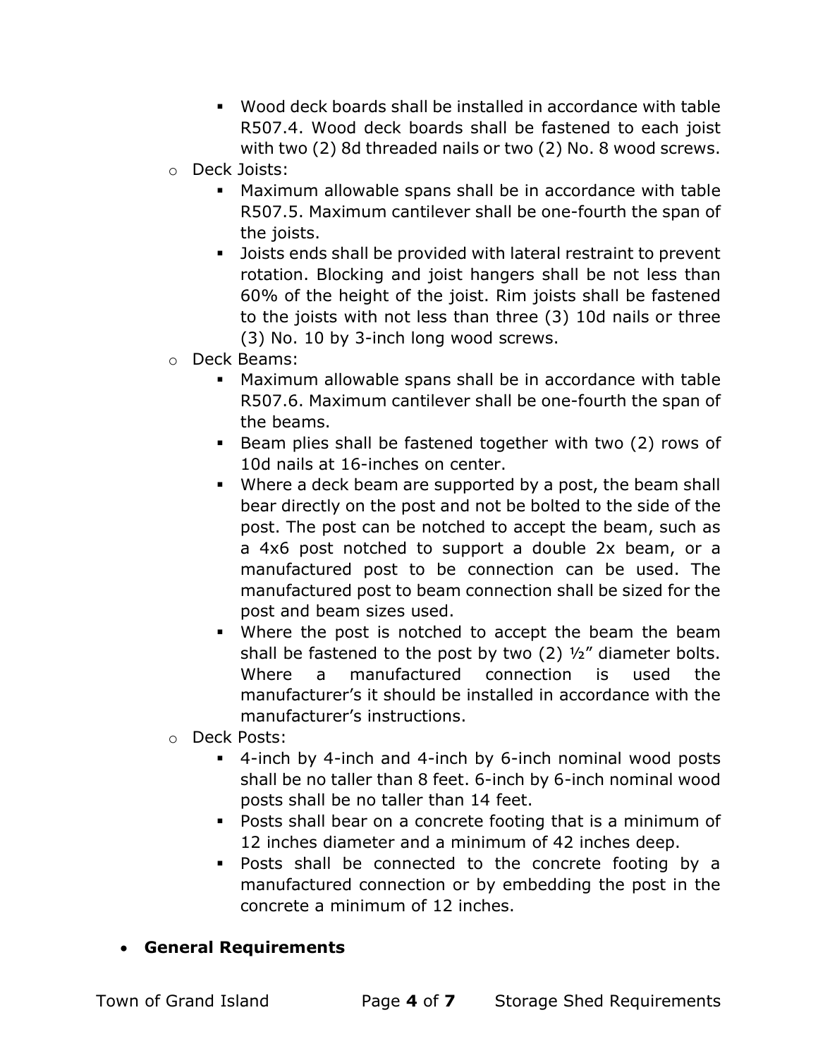- Wood deck boards shall be installed in accordance with table R507.4. Wood deck boards shall be fastened to each joist with two (2) 8d threaded nails or two (2) No. 8 wood screws.

- Deck Joists:
  - Maximum allowable spans shall be in accordance with table R507.5. Maximum cantilever shall be one-fourth the span of the joists.
  - Joists ends shall be provided with lateral restraint to prevent rotation. Blocking and joist hangers shall be not less than 60% of the height of the joist. Rim joists shall be fastened to the joists with not less than three (3) 10d nails or three (3) No. 10 by 3-inch long wood screws.
- Deck Beams:
  - Maximum allowable spans shall be in accordance with table R507.6. Maximum cantilever shall be one-fourth the span of the beams.
  - Beam plies shall be fastened together with two (2) rows of 10d nails at 16-inches on center.
  - Where a deck beam are supported by a post, the beam shall bear directly on the post and not be bolted to the side of the post. The post can be notched to accept the beam, such as a 4x6 post notched to support a double 2x beam, or a manufactured post to be connection can be used. The manufactured post to beam connection shall be sized for the post and beam sizes used.
  - Where the post is notched to accept the beam the beam shall be fastened to the post by two (2) ½" diameter bolts. Where a manufactured connection is used the manufacturer's it should be installed in accordance with the manufacturer's instructions.
- Deck Posts:
  - 4-inch by 4-inch and 4-inch by 6-inch nominal wood posts shall be no taller than 8 feet. 6-inch by 6-inch nominal wood posts shall be no taller than 14 feet.
  - Posts shall bear on a concrete footing that is a minimum of 12 inches diameter and a minimum of 42 inches deep.
  - Posts shall be connected to the concrete footing by a manufactured connection or by embedding the post in the concrete a minimum of 12 inches.

- **General Requirements**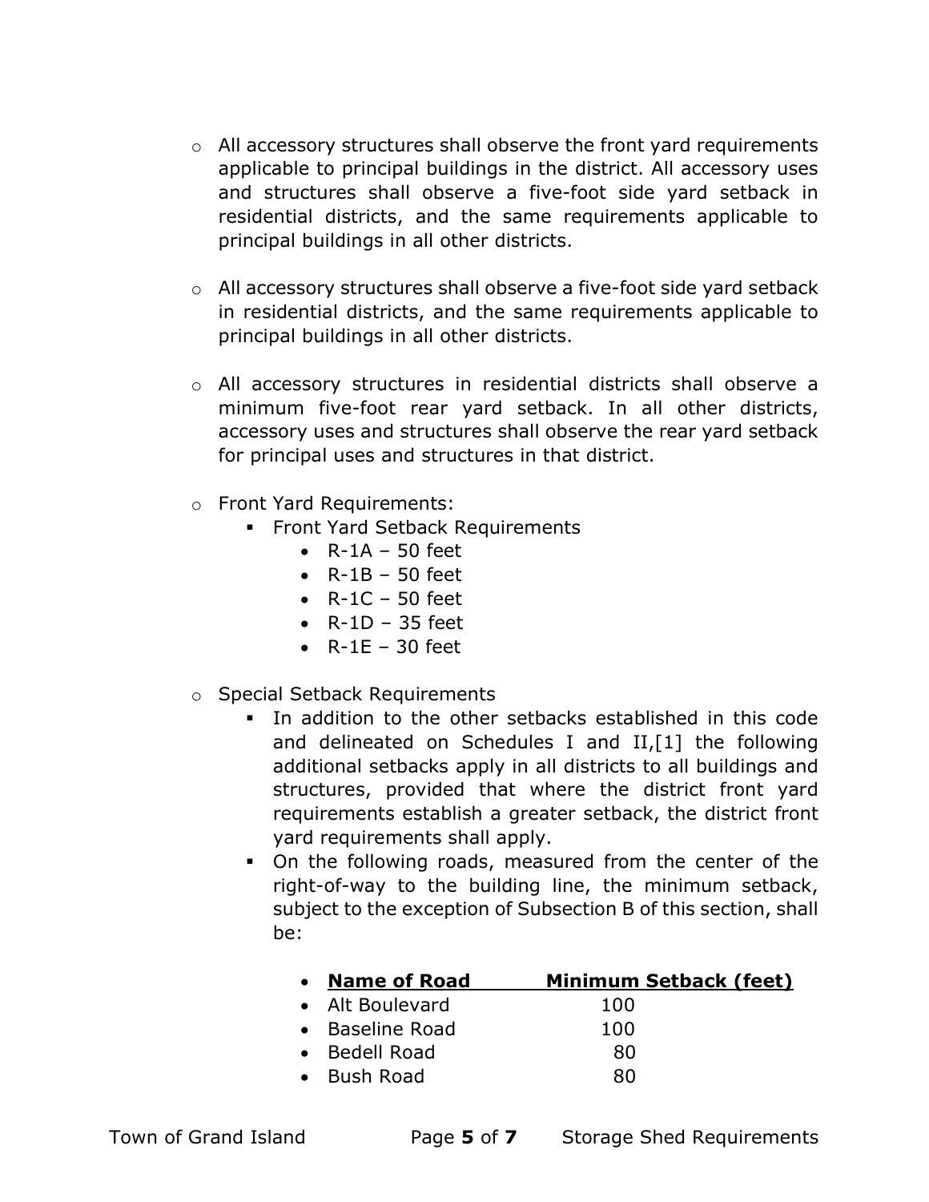- All accessory structures shall observe the front yard requirements applicable to principal buildings in the district. All accessory uses and structures shall observe a five-foot side yard setback in residential districts, and the same requirements applicable to principal buildings in all other districts.

- All accessory structures shall observe a five-foot side yard setback in residential districts, and the same requirements applicable to principal buildings in all other districts.

- All accessory structures in residential districts shall observe a minimum five-foot rear yard setback. In all other districts, accessory uses and structures shall observe the rear yard setback for principal uses and structures in that district.

- Front Yard Requirements:
  - Front Yard Setback Requirements
    - R-1A – 50 feet
    - R-1B – 50 feet
    - R-1C – 50 feet
    - R-1D – 35 feet
    - R-1E – 30 feet

- Special Setback Requirements
  - In addition to the other setbacks established in this code and delineated on Schedules I and II,[1] the following additional setbacks apply in all districts to all buildings and structures, provided that where the district front yard requirements establish a greater setback, the district front yard requirements shall apply.
  - On the following roads, measured from the center of the right-of-way to the building line, the minimum setback, subject to the exception of Subsection B of this section, shall be:

| Name of Road | Minimum Setback (feet) |
| --- | --- |
| Alt Boulevard | 100 |
| Baseline Road | 100 |
| Bedell Road | 80 |
| Bush Road | 80 |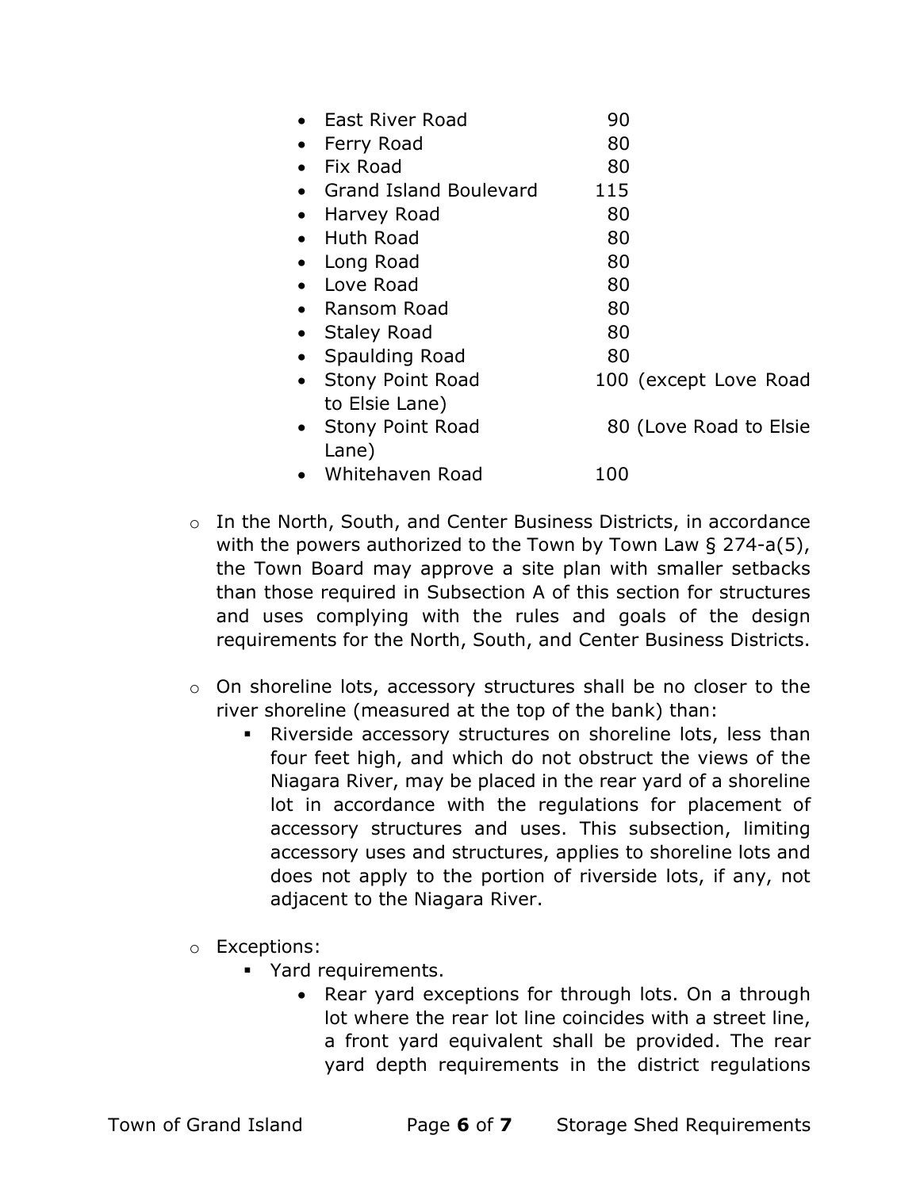- East River Road 90
- Ferry Road 80
- Fix Road 80
- Grand Island Boulevard 115
- Harvey Road 80
- Huth Road 80
- Long Road 80
- Love Road 80
- Ransom Road 80
- Staley Road 80
- Spaulding Road 80
- Stony Point Road 100 (except Love Road to Elsie Lane)
- Stony Point Road 80 (Love Road to Elsie Lane)
- Whitehaven Road 100

- In the North, South, and Center Business Districts, in accordance with the powers authorized to the Town by Town Law § 274-a(5), the Town Board may approve a site plan with smaller setbacks than those required in Subsection A of this section for structures and uses complying with the rules and goals of the design requirements for the North, South, and Center Business Districts.

- On shoreline lots, accessory structures shall be no closer to the river shoreline (measured at the top of the bank) than:
  - Riverside accessory structures on shoreline lots, less than four feet high, and which do not obstruct the views of the Niagara River, may be placed in the rear yard of a shoreline lot in accordance with the regulations for placement of accessory structures and uses. This subsection, limiting accessory uses and structures, applies to shoreline lots and does not apply to the portion of riverside lots, if any, not adjacent to the Niagara River.

- Exceptions:
  - Yard requirements.
    - Rear yard exceptions for through lots. On a through lot where the rear lot line coincides with a street line, a front yard equivalent shall be provided. The rear yard depth requirements in the district regulations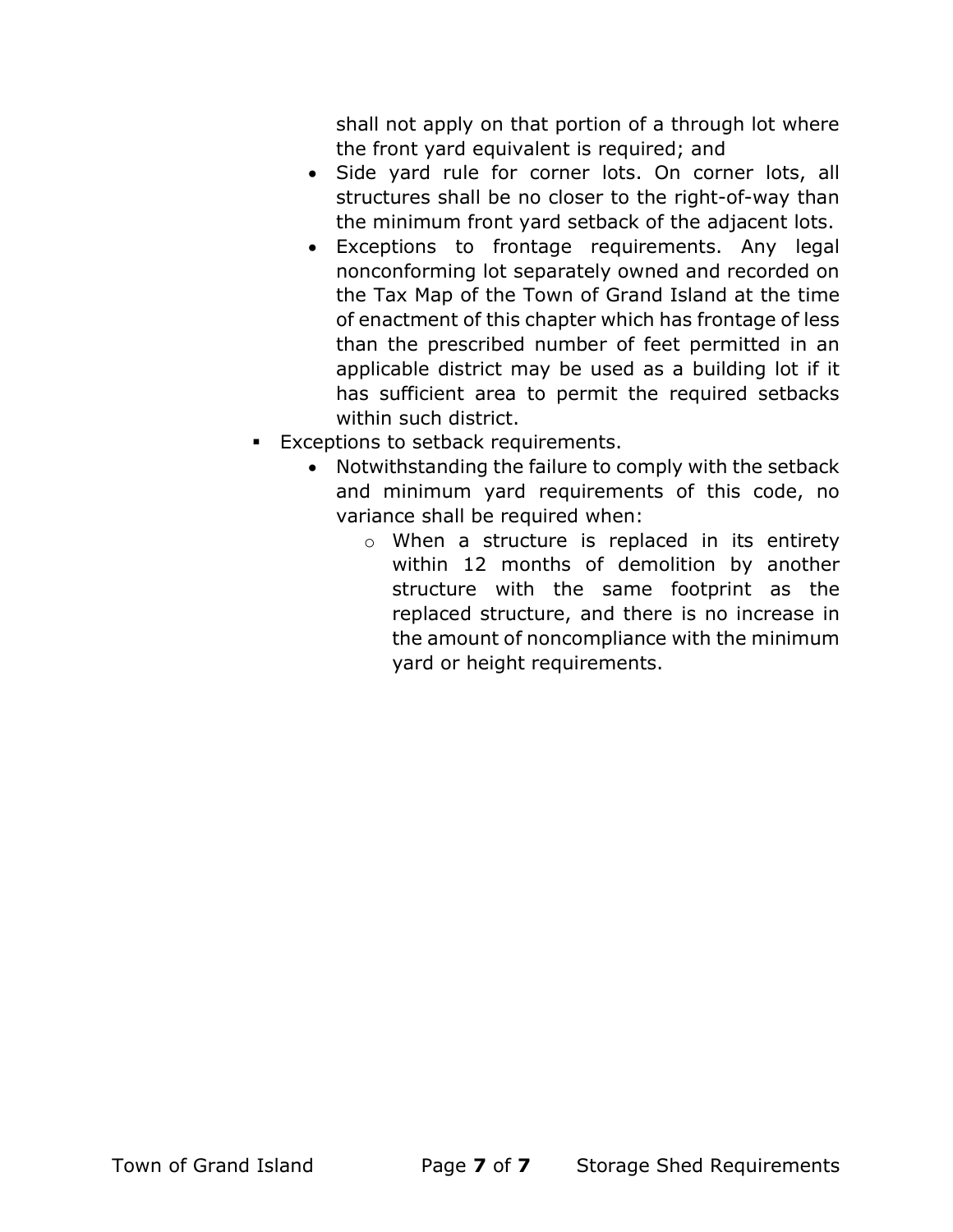shall not apply on that portion of a through lot where the front yard equivalent is required; and
  - Side yard rule for corner lots. On corner lots, all structures shall be no closer to the right-of-way than the minimum front yard setback of the adjacent lots.
  - Exceptions to frontage requirements. Any legal nonconforming lot separately owned and recorded on the Tax Map of the Town of Grand Island at the time of enactment of this chapter which has frontage of less than the prescribed number of feet permitted in an applicable district may be used as a building lot if it has sufficient area to permit the required setbacks within such district.
- Exceptions to setback requirements.
  - Notwithstanding the failure to comply with the setback and minimum yard requirements of this code, no variance shall be required when:
    - When a structure is replaced in its entirety within 12 months of demolition by another structure with the same footprint as the replaced structure, and there is no increase in the amount of noncompliance with the minimum yard or height requirements.